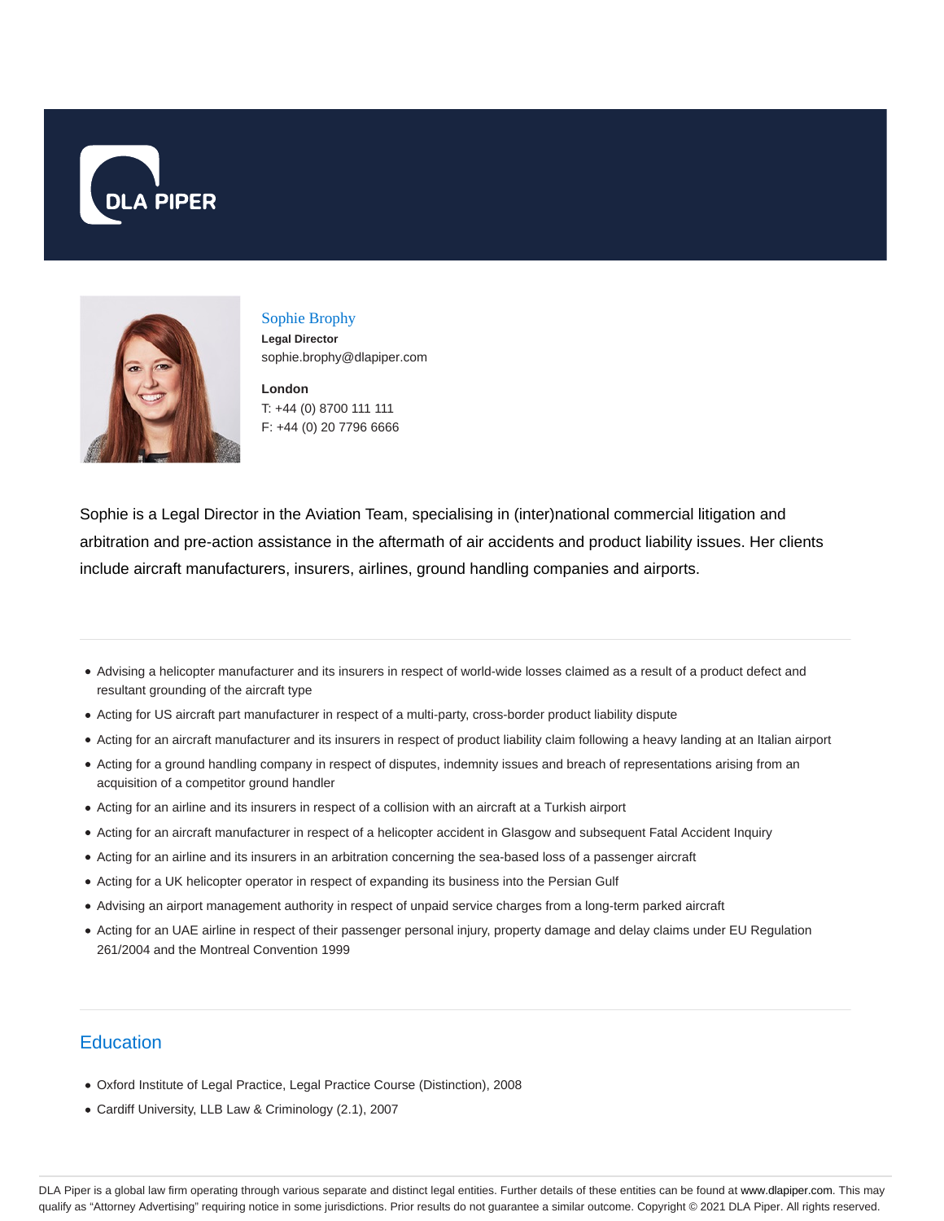DLA PIPER

# Sophie Brophy

**Legal Director**
sophie.brophy@dlapiper.com

**London**
T: +44 (0) 8700 111 111
F: +44 (0) 20 7796 6666

Sophie is a Legal Director in the Aviation Team, specialising in (inter)national commercial litigation and arbitration and pre-action assistance in the aftermath of air accidents and product liability issues. Her clients include aircraft manufacturers, insurers, airlines, ground handling companies and airports.

- Advising a helicopter manufacturer and its insurers in respect of world-wide losses claimed as a result of a product defect and resultant grounding of the aircraft type
- Acting for US aircraft part manufacturer in respect of a multi-party, cross-border product liability dispute
- Acting for an aircraft manufacturer and its insurers in respect of product liability claim following a heavy landing at an Italian airport
- Acting for a ground handling company in respect of disputes, indemnity issues and breach of representations arising from an acquisition of a competitor ground handler
- Acting for an airline and its insurers in respect of a collision with an aircraft at a Turkish airport
- Acting for an aircraft manufacturer in respect of a helicopter accident in Glasgow and subsequent Fatal Accident Inquiry
- Acting for an airline and its insurers in an arbitration concerning the sea-based loss of a passenger aircraft
- Acting for a UK helicopter operator in respect of expanding its business into the Persian Gulf
- Advising an airport management authority in respect of unpaid service charges from a long-term parked aircraft
- Acting for an UAE airline in respect of their passenger personal injury, property damage and delay claims under EU Regulation 261/2004 and the Montreal Convention 1999

## Education

- Oxford Institute of Legal Practice, Legal Practice Course (Distinction), 2008
- Cardiff University, LLB Law & Criminology (2.1), 2007

DLA Piper is a global law firm operating through various separate and distinct legal entities. Further details of these entities can be found at www.dlapiper.com. This may qualify as "Attorney Advertising" requiring notice in some jurisdictions. Prior results do not guarantee a similar outcome. Copyright © 2021 DLA Piper. All rights reserved.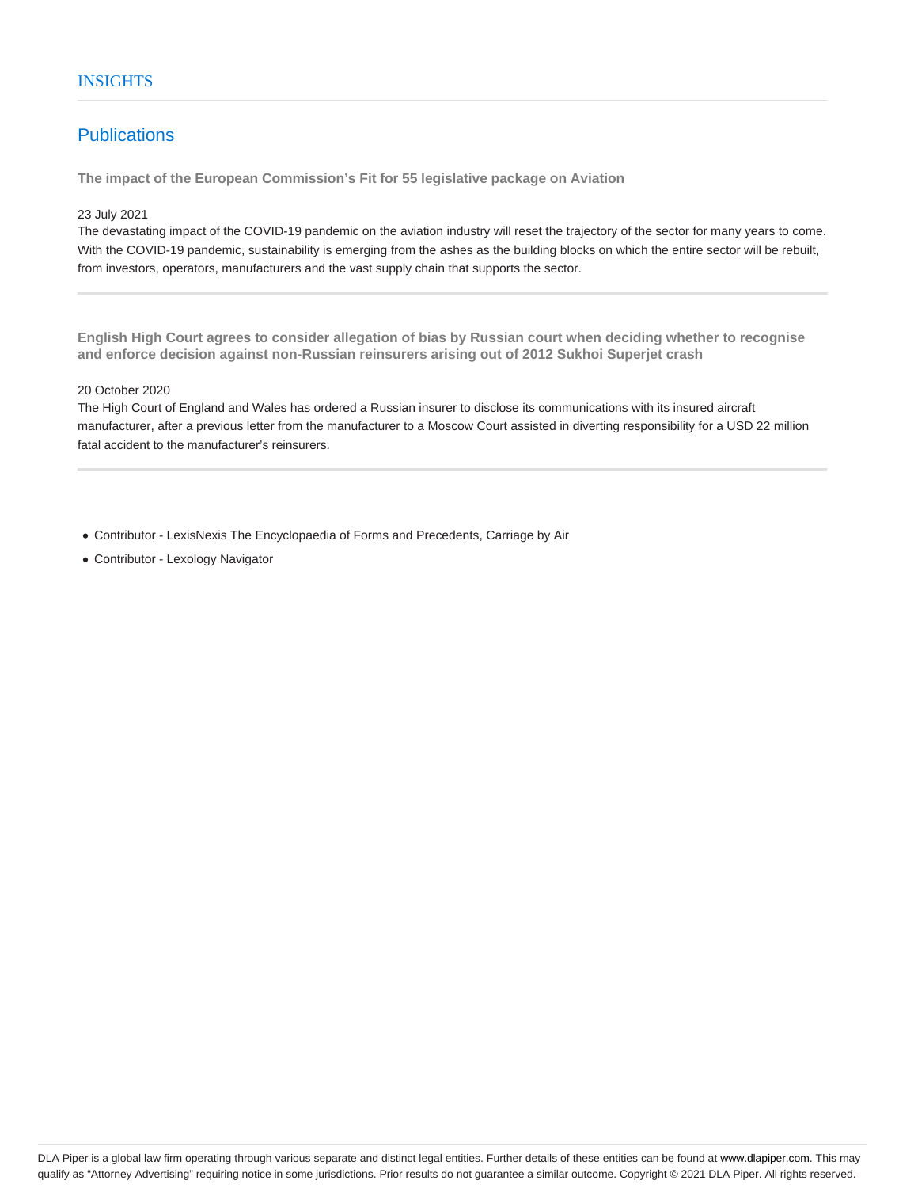INSIGHTS

## Publications

### The impact of the European Commission's Fit for 55 legislative package on Aviation

23 July 2021

The devastating impact of the COVID-19 pandemic on the aviation industry will reset the trajectory of the sector for many years to come. With the COVID-19 pandemic, sustainability is emerging from the ashes as the building blocks on which the entire sector will be rebuilt, from investors, operators, manufacturers and the vast supply chain that supports the sector.

---

### English High Court agrees to consider allegation of bias by Russian court when deciding whether to recognise and enforce decision against non-Russian reinsurers arising out of 2012 Sukhoi Superjet crash

20 October 2020

The High Court of England and Wales has ordered a Russian insurer to disclose its communications with its insured aircraft manufacturer, after a previous letter from the manufacturer to a Moscow Court assisted in diverting responsibility for a USD 22 million fatal accident to the manufacturer's reinsurers.

---

- Contributor - LexisNexis The Encyclopaedia of Forms and Precedents, Carriage by Air
- Contributor - Lexology Navigator

DLA Piper is a global law firm operating through various separate and distinct legal entities. Further details of these entities can be found at www.dlapiper.com. This may qualify as "Attorney Advertising" requiring notice in some jurisdictions. Prior results do not guarantee a similar outcome. Copyright © 2021 DLA Piper. All rights reserved.